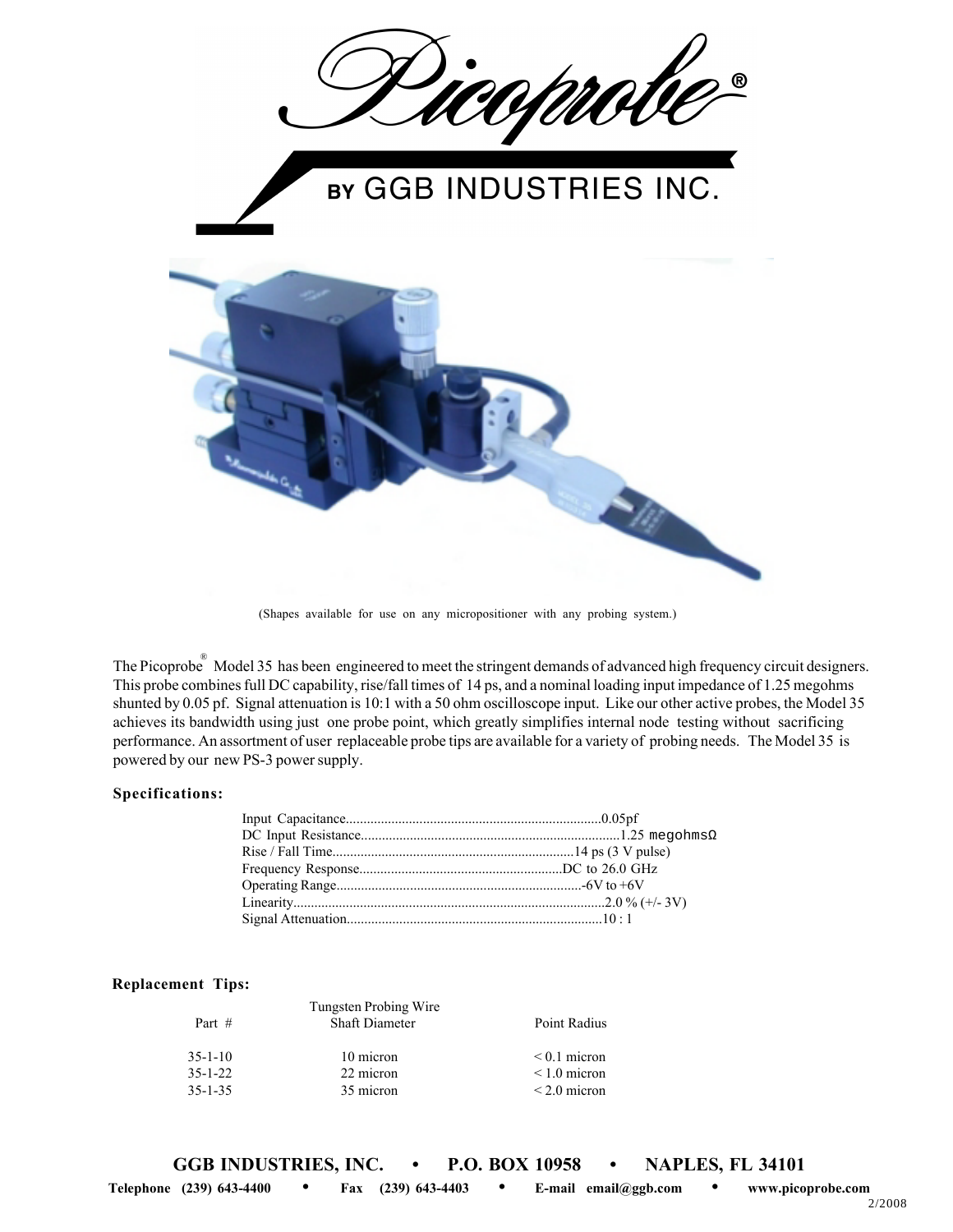# Picoprobe®

## BY GGB INDUSTRIES INC.

(Shapes available for use on any micropositioner with any probing system.)

The Picoprobe® Model 35 has been engineered to meet the stringent demands of advanced high frequency circuit designers. This probe combines full DC capability, rise/fall times of 14 ps, and a nominal loading input impedance of 1.25 megohms shunted by 0.05 pf. Signal attenuation is 10:1 with a 50 ohm oscilloscope input. Like our other active probes, the Model 35 achieves its bandwidth using just one probe point, which greatly simplifies internal node testing without sacrificing performance. An assortment of user replaceable probe tips are available for a variety of probing needs. The Model 35 is powered by our new PS-3 power supply.

### Specifications:

Input Capacitance........................................................................0.05pf
DC Input Resistance........................................................................1.25 megohmsΩ
Rise / Fall Time....................................................................14 ps (3 V pulse)
Frequency Response..........................................................DC to 26.0 GHz
Operating Range......................................................................-6V to +6V
Linearity........................................................................................2.0 % (+/- 3V)
Signal Attenuation........................................................................10 : 1

### Replacement Tips:

| Part # | Tungsten Probing Wire Shaft Diameter | Point Radius |
|---|---|---|
| 35-1-10 | 10 micron | < 0.1 micron |
| 35-1-22 | 22 micron | < 1.0 micron |
| 35-1-35 | 35 micron | < 2.0 micron |

**GGB INDUSTRIES, INC. • P.O. BOX 10958 • NAPLES, FL 34101**

**Telephone (239) 643-4400 • Fax (239) 643-4403 • E-mail email@ggb.com • www.picoprobe.com**

2/2008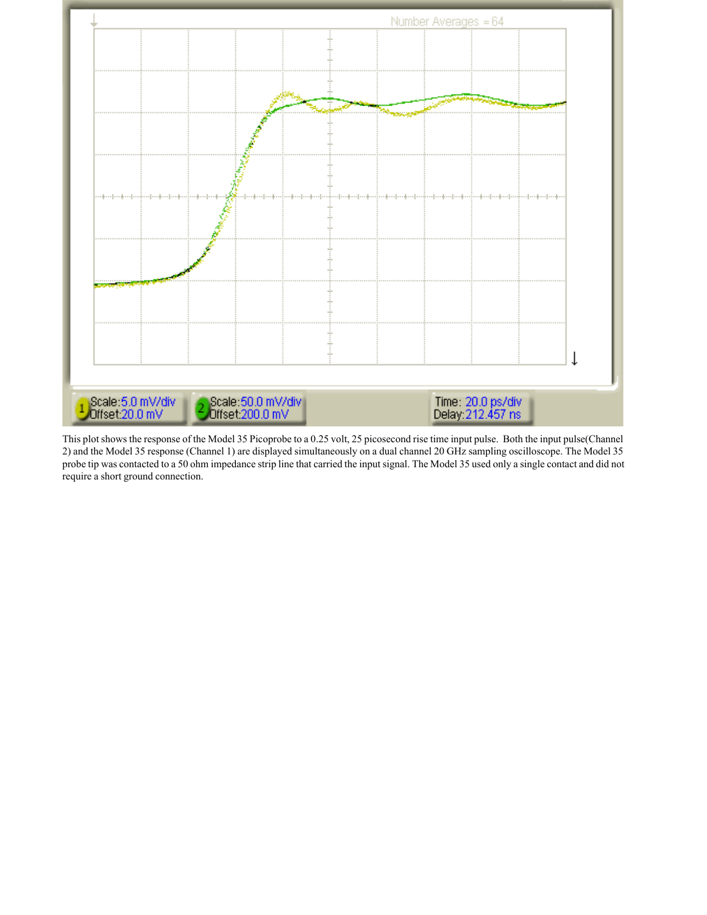Number Averages = 64

1 Scale: 5.0 mV/div
Offset: 20.0 mV

2 Scale: 50.0 mV/div
Offset: 200.0 mV

Time: 20.0 ps/div
Delay: 212.457 ns

This plot shows the response of the Model 35 Picoprobe to a 0.25 volt, 25 picosecond rise time input pulse. Both the input pulse(Channel 2) and the Model 35 response (Channel 1) are displayed simultaneously on a dual channel 20 GHz sampling oscilloscope. The Model 35 probe tip was contacted to a 50 ohm impedance strip line that carried the input signal. The Model 35 used only a single contact and did not require a short ground connection.